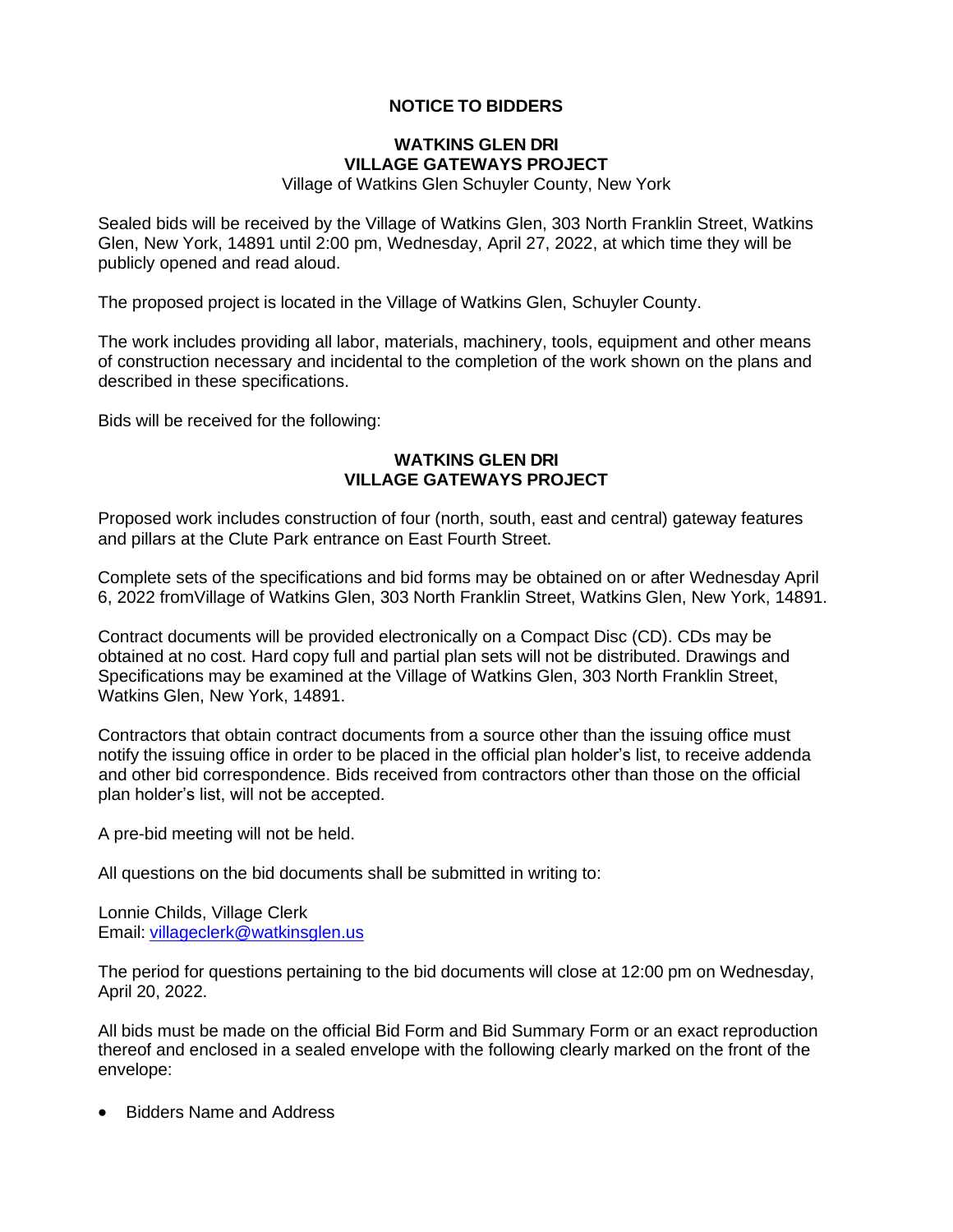# NOTICE TO BIDDERS

## WATKINS GLEN DRI
## VILLAGE GATEWAYS PROJECT

Village of Watkins Glen Schuyler County, New York

Sealed bids will be received by the Village of Watkins Glen, 303 North Franklin Street, Watkins Glen, New York, 14891 until 2:00 pm, Wednesday, April 27, 2022, at which time they will be publicly opened and read aloud.

The proposed project is located in the Village of Watkins Glen, Schuyler County.

The work includes providing all labor, materials, machinery, tools, equipment and other means of construction necessary and incidental to the completion of the work shown on the plans and described in these specifications.

Bids will be received for the following:

**WATKINS GLEN DRI**
**VILLAGE GATEWAYS PROJECT**

Proposed work includes construction of four (north, south, east and central) gateway features and pillars at the Clute Park entrance on East Fourth Street.

Complete sets of the specifications and bid forms may be obtained on or after Wednesday April 6, 2022 fromVillage of Watkins Glen, 303 North Franklin Street, Watkins Glen, New York, 14891.

Contract documents will be provided electronically on a Compact Disc (CD). CDs may be obtained at no cost. Hard copy full and partial plan sets will not be distributed. Drawings and Specifications may be examined at the Village of Watkins Glen, 303 North Franklin Street, Watkins Glen, New York, 14891.

Contractors that obtain contract documents from a source other than the issuing office must notify the issuing office in order to be placed in the official plan holder's list, to receive addenda and other bid correspondence. Bids received from contractors other than those on the official plan holder's list, will not be accepted.

A pre-bid meeting will not be held.

All questions on the bid documents shall be submitted in writing to:

Lonnie Childs, Village Clerk
Email: villageclerk@watkinsglen.us

The period for questions pertaining to the bid documents will close at 12:00 pm on Wednesday, April 20, 2022.

All bids must be made on the official Bid Form and Bid Summary Form or an exact reproduction thereof and enclosed in a sealed envelope with the following clearly marked on the front of the envelope:

- Bidders Name and Address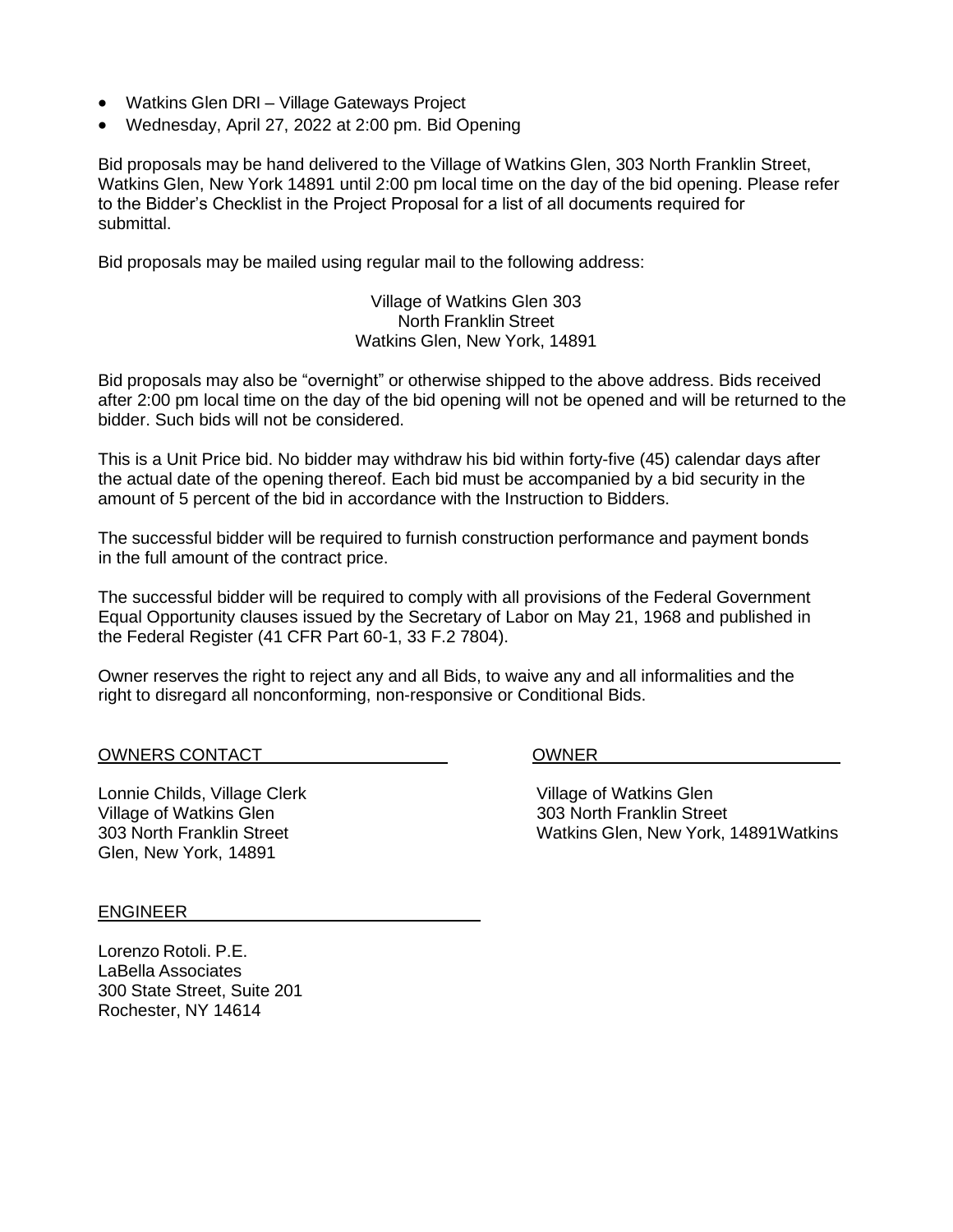- Watkins Glen DRI – Village Gateways Project
- Wednesday, April 27, 2022 at 2:00 pm. Bid Opening

Bid proposals may be hand delivered to the Village of Watkins Glen, 303 North Franklin Street, Watkins Glen, New York 14891 until 2:00 pm local time on the day of the bid opening. Please refer to the Bidder's Checklist in the Project Proposal for a list of all documents required for submittal.

Bid proposals may be mailed using regular mail to the following address:

Village of Watkins Glen 303
North Franklin Street
Watkins Glen, New York, 14891

Bid proposals may also be "overnight" or otherwise shipped to the above address. Bids received after 2:00 pm local time on the day of the bid opening will not be opened and will be returned to the bidder. Such bids will not be considered.

This is a Unit Price bid. No bidder may withdraw his bid within forty-five (45) calendar days after the actual date of the opening thereof. Each bid must be accompanied by a bid security in the amount of 5 percent of the bid in accordance with the Instruction to Bidders.

The successful bidder will be required to furnish construction performance and payment bonds in the full amount of the contract price.

The successful bidder will be required to comply with all provisions of the Federal Government Equal Opportunity clauses issued by the Secretary of Labor on May 21, 1968 and published in the Federal Register (41 CFR Part 60-1, 33 F.2 7804).

Owner reserves the right to reject any and all Bids, to waive any and all informalities and the right to disregard all nonconforming, non-responsive or Conditional Bids.

OWNERS CONTACT

Lonnie Childs, Village Clerk
Village of Watkins Glen
303 North Franklin Street
Glen, New York, 14891

OWNER

Village of Watkins Glen
303 North Franklin Street
Watkins Glen, New York, 14891Watkins

ENGINEER

Lorenzo Rotoli. P.E.
LaBella Associates
300 State Street, Suite 201
Rochester, NY 14614